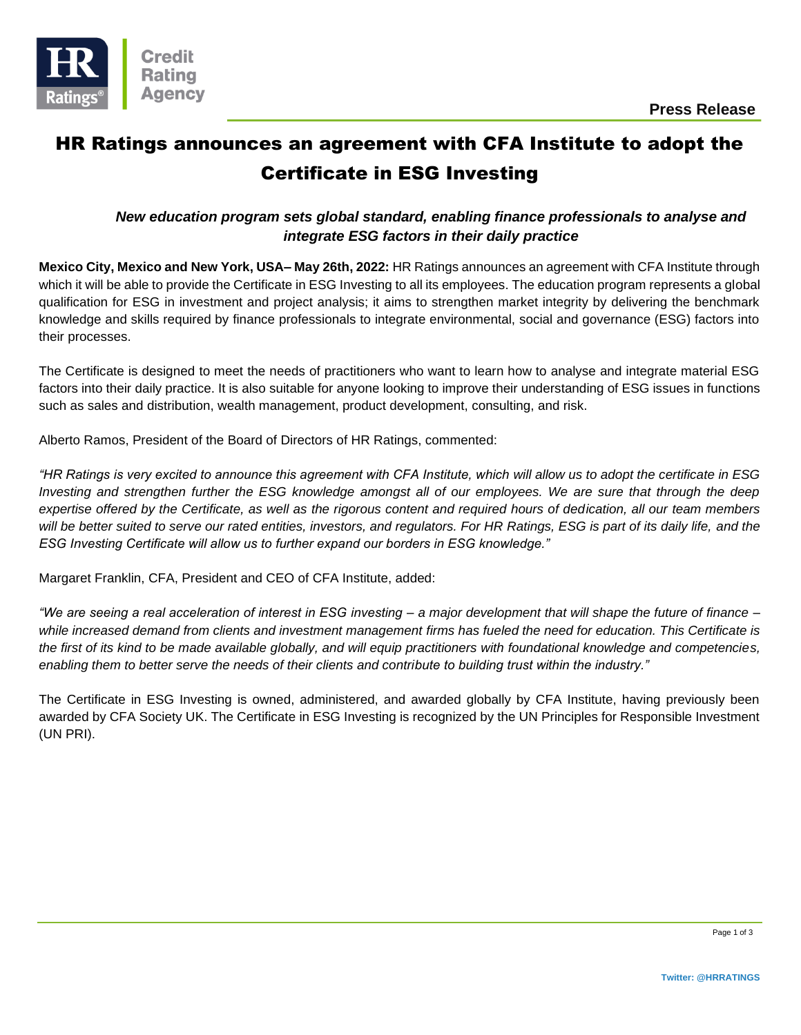Press Release

# HR Ratings announces an agreement with CFA Institute to adopt the Certificate in ESG Investing

***New education program sets global standard, enabling finance professionals to analyse and integrate ESG factors in their daily practice***

**Mexico City, Mexico and New York, USA– May 26th, 2022:** HR Ratings announces an agreement with CFA Institute through which it will be able to provide the Certificate in ESG Investing to all its employees. The education program represents a global qualification for ESG in investment and project analysis; it aims to strengthen market integrity by delivering the benchmark knowledge and skills required by finance professionals to integrate environmental, social and governance (ESG) factors into their processes.

The Certificate is designed to meet the needs of practitioners who want to learn how to analyse and integrate material ESG factors into their daily practice. It is also suitable for anyone looking to improve their understanding of ESG issues in functions such as sales and distribution, wealth management, product development, consulting, and risk.

Alberto Ramos, President of the Board of Directors of HR Ratings, commented:

*"HR Ratings is very excited to announce this agreement with CFA Institute, which will allow us to adopt the certificate in ESG Investing and strengthen further the ESG knowledge amongst all of our employees. We are sure that through the deep expertise offered by the Certificate, as well as the rigorous content and required hours of dedication, all our team members will be better suited to serve our rated entities, investors, and regulators. For HR Ratings, ESG is part of its daily life, and the ESG Investing Certificate will allow us to further expand our borders in ESG knowledge."*

Margaret Franklin, CFA, President and CEO of CFA Institute, added:

*"We are seeing a real acceleration of interest in ESG investing – a major development that will shape the future of finance – while increased demand from clients and investment management firms has fueled the need for education. This Certificate is the first of its kind to be made available globally, and will equip practitioners with foundational knowledge and competencies, enabling them to better serve the needs of their clients and contribute to building trust within the industry."*

The Certificate in ESG Investing is owned, administered, and awarded globally by CFA Institute, having previously been awarded by CFA Society UK. The Certificate in ESG Investing is recognized by the UN Principles for Responsible Investment (UN PRI).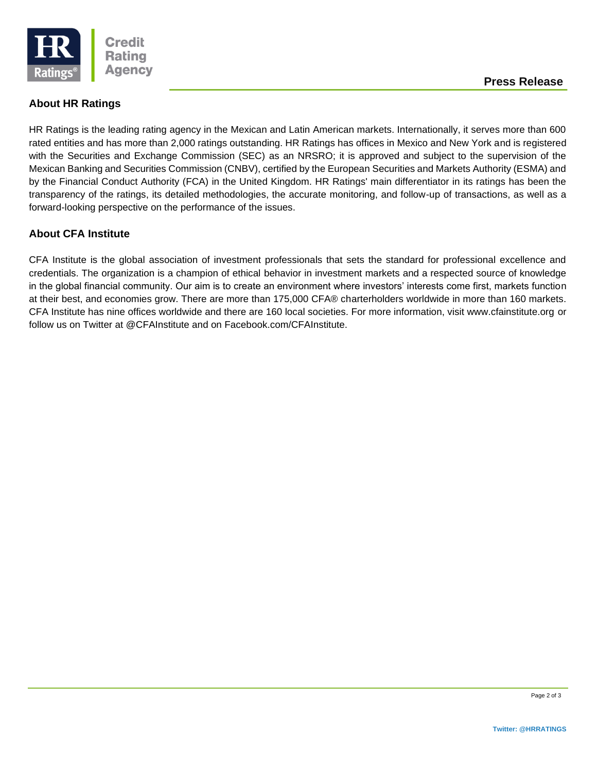## About HR Ratings

HR Ratings is the leading rating agency in the Mexican and Latin American markets. Internationally, it serves more than 600 rated entities and has more than 2,000 ratings outstanding. HR Ratings has offices in Mexico and New York and is registered with the Securities and Exchange Commission (SEC) as an NRSRO; it is approved and subject to the supervision of the Mexican Banking and Securities Commission (CNBV), certified by the European Securities and Markets Authority (ESMA) and by the Financial Conduct Authority (FCA) in the United Kingdom. HR Ratings' main differentiator in its ratings has been the transparency of the ratings, its detailed methodologies, the accurate monitoring, and follow-up of transactions, as well as a forward-looking perspective on the performance of the issues.

## About CFA Institute

CFA Institute is the global association of investment professionals that sets the standard for professional excellence and credentials. The organization is a champion of ethical behavior in investment markets and a respected source of knowledge in the global financial community. Our aim is to create an environment where investors' interests come first, markets function at their best, and economies grow. There are more than 175,000 CFA® charterholders worldwide in more than 160 markets. CFA Institute has nine offices worldwide and there are 160 local societies. For more information, visit www.cfainstitute.org or follow us on Twitter at @CFAInstitute and on Facebook.com/CFAInstitute.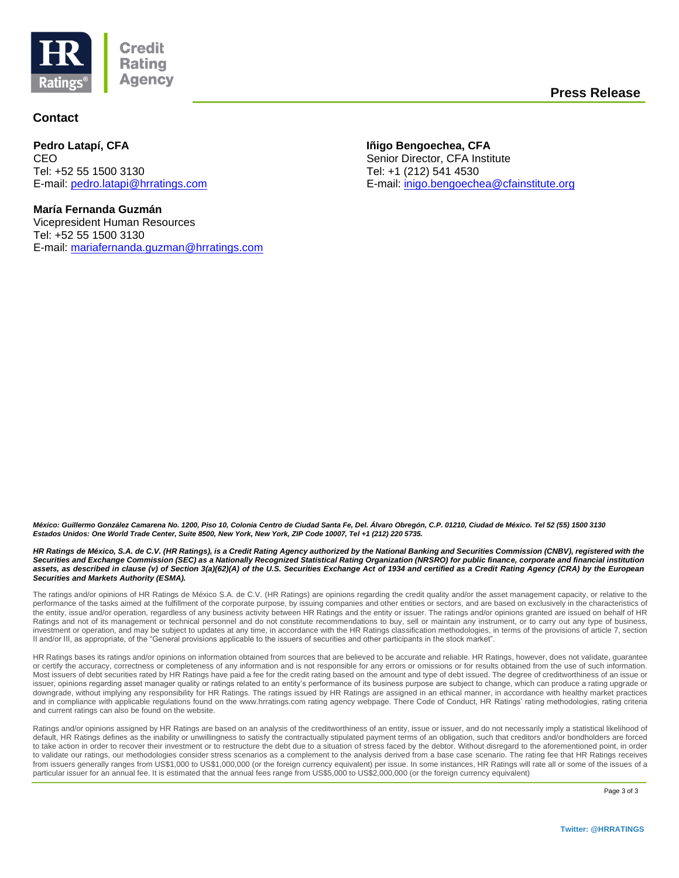## Contact

**Pedro Latapí, CFA**
CEO
Tel: +52 55 1500 3130
E-mail: pedro.latapi@hrratings.com

**María Fernanda Guzmán**
Vicepresident Human Resources
Tel: +52 55 1500 3130
E-mail: mariafernanda.guzman@hrratings.com

**Iñigo Bengoechea, CFA**
Senior Director, CFA Institute
Tel: +1 (212) 541 4530
E-mail: inigo.bengoechea@cfainstitute.org

***México: Guillermo González Camarena No. 1200, Piso 10, Colonia Centro de Ciudad Santa Fe, Del. Álvaro Obregón, C.P. 01210, Ciudad de México. Tel 52 (55) 1500 3130***
***Estados Unidos: One World Trade Center, Suite 8500, New York, New York, ZIP Code 10007, Tel +1 (212) 220 5735.***

***HR Ratings de México, S.A. de C.V. (HR Ratings), is a Credit Rating Agency authorized by the National Banking and Securities Commission (CNBV), registered with the Securities and Exchange Commission (SEC) as a Nationally Recognized Statistical Rating Organization (NRSRO) for public finance, corporate and financial institution assets, as described in clause (v) of Section 3(a)(62)(A) of the U.S. Securities Exchange Act of 1934 and certified as a Credit Rating Agency (CRA) by the European Securities and Markets Authority (ESMA).***

The ratings and/or opinions of HR Ratings de México S.A. de C.V. (HR Ratings) are opinions regarding the credit quality and/or the asset management capacity, or relative to the performance of the tasks aimed at the fulfillment of the corporate purpose, by issuing companies and other entities or sectors, and are based on exclusively in the characteristics of the entity, issue and/or operation, regardless of any business activity between HR Ratings and the entity or issuer. The ratings and/or opinions granted are issued on behalf of HR Ratings and not of its management or technical personnel and do not constitute recommendations to buy, sell or maintain any instrument, or to carry out any type of business, investment or operation, and may be subject to updates at any time, in accordance with the HR Ratings classification methodologies, in terms of the provisions of article 7, section II and/or III, as appropriate, of the "General provisions applicable to the issuers of securities and other participants in the stock market".

HR Ratings bases its ratings and/or opinions on information obtained from sources that are believed to be accurate and reliable. HR Ratings, however, does not validate, guarantee or certify the accuracy, correctness or completeness of any information and is not responsible for any errors or omissions or for results obtained from the use of such information. Most issuers of debt securities rated by HR Ratings have paid a fee for the credit rating based on the amount and type of debt issued. The degree of creditworthiness of an issue or issuer, opinions regarding asset manager quality or ratings related to an entity's performance of its business purpose are subject to change, which can produce a rating upgrade or downgrade, without implying any responsibility for HR Ratings. The ratings issued by HR Ratings are assigned in an ethical manner, in accordance with healthy market practices and in compliance with applicable regulations found on the www.hrratings.com rating agency webpage. There Code of Conduct, HR Ratings' rating methodologies, rating criteria and current ratings can also be found on the website.

Ratings and/or opinions assigned by HR Ratings are based on an analysis of the creditworthiness of an entity, issue or issuer, and do not necessarily imply a statistical likelihood of default, HR Ratings defines as the inability or unwillingness to satisfy the contractually stipulated payment terms of an obligation, such that creditors and/or bondholders are forced to take action in order to recover their investment or to restructure the debt due to a situation of stress faced by the debtor. Without disregard to the aforementioned point, in order to validate our ratings, our methodologies consider stress scenarios as a complement to the analysis derived from a base case scenario. The rating fee that HR Ratings receives from issuers generally ranges from US$1,000 to US$1,000,000 (or the foreign currency equivalent) per issue. In some instances, HR Ratings will rate all or some of the issues of a particular issuer for an annual fee. It is estimated that the annual fees range from US$5,000 to US$2,000,000 (or the foreign currency equivalent)